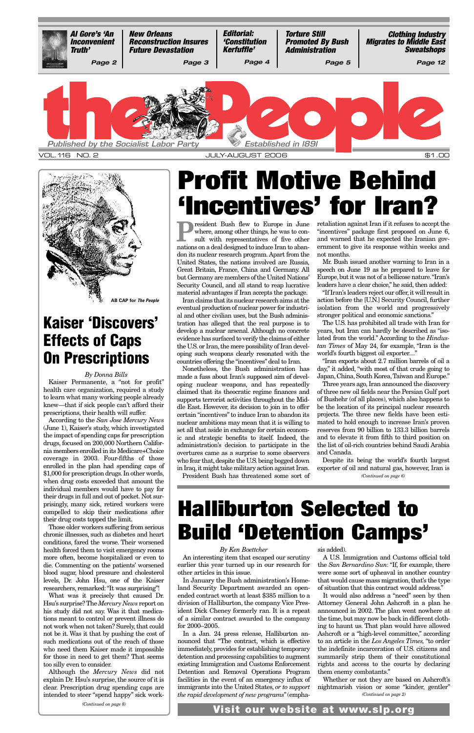Al Gore's 'An Inconvenient Truth' Page 2

New Orleans Reconstruction Insures Future Devastation Page 3

Editorial: 'Constitution Kerfuffle' Page 4

Torture Still Promoted By Bush Administration Page 5

Clothing Industry Migrates to Middle East Sweatshops Page 12

# the People

Published by the Socialist Labor Party — Established in 1891

VOL. 116 NO. 2 — JULY-AUGUST 2006 — $1.00

# Profit Motive Behind 'Incentives' for Iran?

President Bush flew to Europe in June where, among other things, he was to consult with representatives of five other nations on a deal designed to induce Iran to abandon its nuclear research program. Apart from the United States, the nations involved are Russia, Great Britain, France, China and Germany. All but Germany are members of the United Nations' Security Council, and all stand to reap lucrative material advantages if Iran accepts the package.

Iran claims that its nuclear research aims at the eventual production of nuclear power for industrial and other civilian uses, but the Bush administration has alleged that the real purpose is to develop a nuclear arsenal. Although no concrete evidence has surfaced to verify the claims of either the U.S. or Iran, the mere possibility of Iran developing such weapons clearly resonated with the countries offering the "incentives" deal to Iran.

Nonetheless, the Bush administration has made a fuss about Iran's supposed aim of developing nuclear weapons, and has repeatedly claimed that its theocratic regime finances and supports terrorist activities throughout the Middle East. However, its decision to join in to offer certain "incentives" to induce Iran to abandon its nuclear ambitions may mean that it is willing to set all that aside in exchange for certain economic and strategic benefits to itself. Indeed, the administration's decision to participate in the overtures came as a surprise to some observers who fear that, despite the U.S. being bogged down in Iraq, it might take military action against Iran.

President Bush has threatened some sort of retaliation against Iran if it refuses to accept the "incentives" package first proposed on June 6, and warned that he expected the Iranian government to give its response within weeks and not months.

Mr. Bush issued another warning to Iran in a speech on June 19 as he prepared to leave for Europe, but it was not of a bellicose nature. "Iran's leaders have a clear choice," he said, then added:

"If Iran's leaders reject our offer, it will result in action before the [U.N.] Security Council, further isolation from the world and progressively stronger political and economic sanctions."

The U.S. has prohibited all trade with Iran for years, but Iran can hardly be described as "isolated from the world." According to the *Hindustan Times* of May 24, for example, "Iran is the world's fourth biggest oil exporter...."

"Iran exports about 2.7 million barrels of oil a day," it added, "with most of that crude going to Japan, China, South Korea, Taiwan and Europe."

Three years ago, Iran announced the discovery of three new oil fields near the Persian Gulf port of Bushehr (of all places), which also happens to be the location of its principal nuclear research projects. The three new fields have been estimated to hold enough to increase Iran's proven reserves from 90 billion to 133.3 billion barrels and to elevate it from fifth to third position on the list of oil-rich countries behind Saudi Arabia and Canada.

Despite its being the world's fourth largest exporter of oil and natural gas, however, Iran is

*(Continued on page 6)*

AB CAP for *The People*

# Kaiser 'Discovers' Effects of Caps On Prescriptions

*By Donna Bills*

Kaiser Permanente, a "not for profit" health care organization, required a study to learn what many working people already knew—that if sick people can't afford their prescriptions, their health will suffer.

According to the *San Jose Mercury News* (June 1), Kaiser's study, which investigated the impact of spending caps for prescription drugs, focused on 200,000 Northern California members enrolled in its Medicare+Choice coverage in 2003. Four-fifths of those enrolled in the plan had spending caps of $1,000 for prescription drugs. In other words, when drug costs exceeded that amount the individual members would have to pay for their drugs in full and out of pocket. Not surprisingly, many sick, retired workers were compelled to skip their medications after their drug costs topped the limit.

Those older workers suffering from serious chronic illnesses, such as diabetes and heart conditions, fared the worse. Their worsened health forced them to visit emergency rooms more often, become hospitalized or even to die. Commenting on the patients' worsened blood sugar, blood pressure and cholesterol levels, Dr. John Hsu, one of the Kaiser researchers, remarked: "It was surprising"!

What was it precisely that caused Dr. Hsu's surprise? The *Mercury News* report on his study did not say. Was it that medications meant to control or prevent illness do not work when not taken? Surely, that could not be it. Was it that by pushing the cost of such medications out of the reach of those who need them Kaiser made it impossible for those in need to get them? That seems too silly even to consider.

Although the *Mercury News* did not explain Dr. Hsu's surprise, the source of it is clear. Prescription drug spending caps are intended to steer "spend happy" sick work-

*(Continued on page 8)*

# Halliburton Selected to Build 'Detention Camps'

*By Ken Boettcher*

An interesting item that escaped our scrutiny earlier this year turned up in our research for other articles in this issue.

In January the Bush administration's Homeland Security Department awarded an open-ended contract worth at least $385 million to a division of Halliburton, the company Vice President Dick Cheney formerly ran. It is a repeat of a similar contract awarded to the company for 2000–2005.

In a Jan. 24 press release, Halliburton announced that "The contract, which is effective immediately, provides for establishing temporary detention and processing capabilities to augment existing Immigration and Customs Enforcement Detention and Removal Operations Program facilities in the event of an emergency influx of immigrants into the United States, *or to support the rapid development of new programs*" (emphasis added).

A U.S. Immigration and Customs official told the *San Bernardino Sun*: "If, for example, there were some sort of upheaval in another country that would cause mass migration, that's the type of situation that this contract would address."

It would also address a "need" seen by then Attorney General John Ashcroft in a plan he announced in 2002. The plan went nowhere at the time, but may now be back in different clothing to haunt us. That plan would have allowed Ashcroft or a "high-level committee," according to an article in the *Los Angeles Times,* "to order the indefinite incarceration of U.S. citizens and summarily strip them of their constitutional rights and access to the courts by declaring them enemy combatants."

Whether or not they are based on Ashcroft's nightmarish vision or some "kinder, gentler"

*(Continued on page 2)*

Visit our website at www.slp.org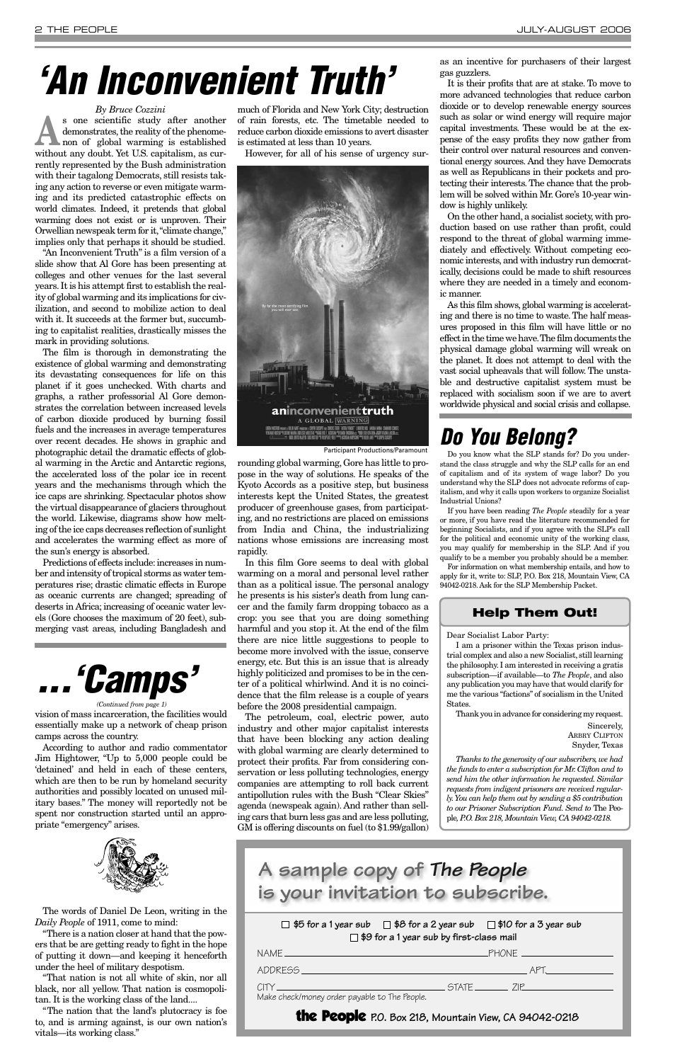# 'An Inconvenient Truth'

*By Bruce Cozzini*

As one scientific study after another demonstrates, the reality of the phenomenon of global warming is established without any doubt. Yet U.S. capitalism, as currently represented by the Bush administration with their tagalong Democrats, still resists taking any action to reverse or even mitigate warming and its predicted catastrophic effects on world climates. Indeed, it pretends that global warming does not exist or is unproven. Their Orwellian newspeak term for it, "climate change," implies only that perhaps it should be studied.

"An Inconvenient Truth" is a film version of a slide show that Al Gore has been presenting at colleges and other venues for the last several years. It is his attempt first to establish the reality of global warming and its implications for civilization, and second to mobilize action to deal with it. It succeeds at the former but, succumbing to capitalist realities, drastically misses the mark in providing solutions.

The film is thorough in demonstrating the existence of global warming and demonstrating its devastating consequences for life on this planet if it goes unchecked. With charts and graphs, a rather professorial Al Gore demonstrates the correlation between increased levels of carbon dioxide produced by burning fossil fuels and the increases in average temperatures over recent decades. He shows in graphic and photographic detail the dramatic effects of global warming in the Arctic and Antarctic regions, the accelerated loss of the polar ice in recent years and the mechanisms through which the ice caps are shrinking. Spectacular photos show the virtual disappearance of glaciers throughout the world. Likewise, diagrams show how melting of the ice caps decreases reflection of sunlight and accelerates the warming effect as more of the sun's energy is absorbed.

Predictions of effects include: increases in number and intensity of tropical storms as water temperatures rise; drastic climatic effects in Europe as oceanic currents are changed; spreading of deserts in Africa; increasing of oceanic water levels (Gore chooses the maximum of 20 feet), submerging vast areas, including Bangladesh and much of Florida and New York City; destruction of rain forests, etc. The timetable needed to reduce carbon dioxide emissions to avert disaster is estimated at less than 10 years.

However, for all of his sense of urgency surrounding global warming, Gore has little to propose in the way of solutions. He speaks of the Kyoto Accords as a positive step, but business interests kept the United States, the greatest producer of greenhouse gases, from participating, and no restrictions are placed on emissions from India and China, the industrializing nations whose emissions are increasing most rapidly.

Participant Productions/Paramount

In this film Gore seems to deal with global warming on a moral and personal level rather than as a political issue. The personal analogy he presents is his sister's death from lung cancer and the family farm dropping tobacco as a crop: you see that you are doing something harmful and you stop it. At the end of the film there are nice little suggestions to people to become more involved with the issue, conserve energy, etc. But this is an issue that is already highly politicized and promises to be in the center of a political whirlwind. And it is no coincidence that the film release is a couple of years before the 2008 presidential campaign.

The petroleum, coal, electric power, auto industry and other major capitalist interests that have been blocking any action dealing with global warming are clearly determined to protect their profits. Far from considering conservation or less polluting technologies, energy companies are attempting to roll back current antipollution rules with the Bush "Clear Skies" agenda (newspeak again). And rather than selling cars that burn less gas and are less polluting, GM is offering discounts on fuel (to $1.99/gallon) as an incentive for purchasers of their largest gas guzzlers.

It is their profits that are at stake. To move to more advanced technologies that reduce carbon dioxide or to develop renewable energy sources such as solar or wind energy will require major capital investments. These would be at the expense of the easy profits they now gather from their control over natural resources and conventional energy sources. And they have Democrats as well as Republicans in their pockets and protecting their interests. The chance that the problem will be solved within Mr. Gore's 10-year window is highly unlikely.

On the other hand, a socialist society, with production based on use rather than profit, could respond to the threat of global warming immediately and effectively. Without competing economic interests, and with industry run democratically, decisions could be made to shift resources where they are needed in a timely and economic manner.

As this film shows, global warming is accelerating and there is no time to waste. The half measures proposed in this film will have little or no effect in the time we have. The film documents the physical damage global warming will wreak on the planet. It does not attempt to deal with the vast social upheavals that will follow. The unstable and destructive capitalist system must be replaced with socialism soon if we are to avert worldwide physical and social crisis and collapse.

# ...'Camps'

*(Continued from page 1)*

vision of mass incarceration, the facilities would essentially make up a network of cheap prison camps across the country.

According to author and radio commentator Jim Hightower, "Up to 5,000 people could be 'detained' and held in each of these centers, which are then to be run by homeland security authorities and possibly located on unused military bases." The money will reportedly not be spent nor construction started until an appropriate "emergency" arises.

The words of Daniel De Leon, writing in the *Daily People* of 1911, come to mind:

"There is a nation closer at hand that the powers that be are getting ready to fight in the hope of putting it down—and keeping it henceforth under the heel of military despotism.

"That nation is not all white of skin, nor all black, nor all yellow. That nation is cosmopolitan. It is the working class of the land....

"The nation that the land's plutocracy is foe to, and is arming against, is our own nation's vitals—its working class."

# Do You Belong?

Do you know what the SLP stands for? Do you understand the class struggle and why the SLP calls for an end of capitalism and of its system of wage labor? Do you understand why the SLP does not advocate reforms of capitalism, and why it calls upon workers to organize Socialist Industrial Unions?

If you have been reading *The People* steadily for a year or more, if you have read the literature recommended for beginning Socialists, and if you agree with the SLP's call for the political and economic unity of the working class, you may qualify for membership in the SLP. And if you qualify to be a member you probably should be a member.

For information on what membership entails, and how to apply for it, write to: SLP, P.O. Box 218, Mountain View, CA 94042-0218. Ask for the SLP Membership Packet.

## Help Them Out!

Dear Socialist Labor Party:

I am a prisoner within the Texas prison industrial complex and also a new Socialist, still learning the philosophy. I am interested in receiving a gratis subscription—if available—to *The People*, and also any publication you may have that would clarify for me the various "factions" of socialism in the United States.

Thank you in advance for considering my request.

Sincerely,
ARBRY CLIFTON
Snyder, Texas

*Thanks to the generosity of our subscribers, we had the funds to enter a subscription for Mr. Clifton and to send him the other information he requested. Similar requests from indigent prisoners are received regularly. You can help them out by sending a $5 contribution to our Prisoner Subscription Fund. Send to* The People, *P.O. Box 218, Mountain View, CA 94042-0218.*

## A sample copy of *The People* is your invitation to subscribe.

☐ $5 for a 1 year sub ☐ $8 for a 2 year sub ☐ $10 for a 3 year sub
☐ $9 for a 1 year sub by first-class mail

NAME ______ PHONE ______

ADDRESS ______ APT. ______

CITY ______ STATE ______ ZIP ______

Make check/money order payable to The People.

**the People** P.O. Box 218, Mountain View, CA 94042-0218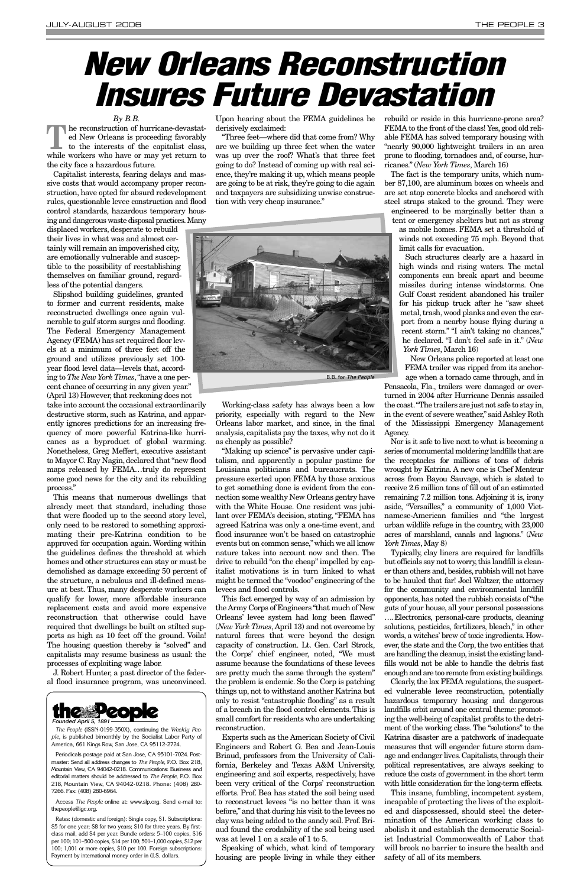# New Orleans Reconstruction Insures Future Devastation

*By B.B.*

The reconstruction of hurricane-devastated New Orleans is proceeding favorably to the interests of the capitalist class, while workers who have or may yet return to the city face a hazardous future.

Capitalist interests, fearing delays and massive costs that would accompany proper reconstruction, have opted for absurd redevelopment rules, questionable levee construction and flood control standards, hazardous temporary housing and dangerous waste disposal practices. Many displaced workers, desperate to rebuild their lives in what was and almost certainly will remain an impoverished city, are emotionally vulnerable and susceptible to the possibility of reestablishing themselves on familiar ground, regardless of the potential dangers.

Slipshod building guidelines, granted to former and current residents, make reconstructed dwellings once again vulnerable to gulf storm surges and flooding. The Federal Emergency Management Agency (FEMA) has set required floor levels at a minimum of three feet off the ground and utilizes previously set 100-year flood level data—levels that, according to *The New York Times*, "have a one percent chance of occurring in any given year." (April 13) However, that reckoning does not take into account the occasional extraordinarily destructive storm, such as Katrina, and apparently ignores predictions for an increasing frequency of more powerful Katrina-like hurricanes as a byproduct of global warming. Nonetheless, Greg Meffert, executive assistant to Mayor C. Ray Nagin, declared that "new flood maps released by FEMA…truly do represent some good news for the city and its rebuilding process."

This means that numerous dwellings that already meet that standard, including those that were flooded up to the second story level, only need to be restored to something approximating their pre-Katrina condition to be approved for occupation again. Wording within the guidelines defines the threshold at which homes and other structures can stay or must be demolished as damage exceeding 50 percent of the structure, a nebulous and ill-defined measure at best. Thus, many desperate workers can qualify for lower, more affordable insurance replacement costs and avoid more expensive reconstruction that otherwise could have required that dwellings be built on stilted supports as high as 10 feet off the ground. Voila! The housing question thereby is "solved" and capitalists may resume business as usual: the processes of exploiting wage labor.

J. Robert Hunter, a past director of the federal flood insurance program, was unconvinced. Upon hearing about the FEMA guidelines he derisively exclaimed:

"Three feet—where did that come from? Why are we building up three feet when the water was up over the roof? What's that three feet going to do? Instead of coming up with real science, they're making it up, which means people are going to be at risk, they're going to die again and taxpayers are subsidizing unwise construction with very cheap insurance."

B.B. for *The People*

Working-class safety has always been a low priority, especially with regard to the New Orleans labor market, and since, in the final analysis, capitalists pay the taxes, why not do it as cheaply as possible?

"Making up science" is pervasive under capitalism, and apparently a popular pastime for Louisiana politicians and bureaucrats. The pressure exerted upon FEMA by those anxious to get something done is evident from the connection some wealthy New Orleans gentry have with the White House. One resident was jubilant over FEMA's decision, stating, "FEMA has agreed Katrina was only a one-time event, and flood insurance won't be based on catastrophic events but on common sense," which we all know nature takes into account now and then. The drive to rebuild "on the cheap" impelled by capitalist motivations is in turn linked to what might be termed the "voodoo" engineering of the levees and flood controls.

This fact emerged by way of an admission by the Army Corps of Engineers "that much of New Orleans' levee system had long been flawed" (*New York Times*, April 13) and not overcome by natural forces that were beyond the design capacity of construction. Lt. Gen. Carl Strock, the Corps' chief engineer, noted, "We must assume because the foundations of these levees are pretty much the same through the system" the problem is endemic. So the Corp is patching things up, not to withstand another Katrina but only to resist "catastrophic flooding" as a result of a breach in the flood control elements. This is small comfort for residents who are undertaking reconstruction.

Experts such as the American Society of Civil Engineers and Robert G. Bea and Jean-Louis Briaud, professors from the University of California, Berkeley and Texas A&M University, engineering and soil experts, respectively, have been very critical of the Corps' reconstruction efforts. Prof. Bea has stated the soil being used to reconstruct levees "is no better than it was before," and that during his visit to the levees no clay was being added to the sandy soil. Prof. Briaud found the erodability of the soil being used was at level 1 on a scale of 1 to 5.

Speaking of which, what kind of temporary housing are people living in while they either rebuild or reside in this hurricane-prone area? FEMA to the front of the class! Yes, good old reliable FEMA has solved temporary housing with "nearly 90,000 lightweight trailers in an area prone to flooding, tornadoes and, of course, hurricanes." (*New York Times*, March 16)

The fact is the temporary units, which number 87,100, are aluminum boxes on wheels and are set atop concrete blocks and anchored with steel straps staked to the ground. They were engineered to be marginally better than a tent or emergency shelters but not as strong as mobile homes. FEMA set a threshold of winds not exceeding 75 mph. Beyond that limit calls for evacuation.

Such structures clearly are a hazard in high winds and rising waters. The metal components can break apart and become missiles during intense windstorms. One Gulf Coast resident abandoned his trailer for his pickup truck after he "saw sheet metal, trash, wood planks and even the carport from a nearby house flying during a recent storm." "I ain't taking no chances," he declared. "I don't feel safe in it." (*New York Times*, March 16)

New Orleans police reported at least one FEMA trailer was ripped from its anchorage when a tornado came through, and in Pensacola, Fla., trailers were damaged or overturned in 2004 after Hurricane Dennis assailed the coast. "The trailers are just not safe to stay in, in the event of severe weather," said Ashley Roth of the Mississippi Emergency Management Agency.

Nor is it safe to live next to what is becoming a series of monumental moldering landfills that are the receptacles for millions of tons of debris wrought by Katrina. A new one is Chef Menteur across from Bayou Sauvage, which is slated to receive 2.6 million tons of fill out of an estimated remaining 7.2 million tons. Adjoining it is, irony aside, "Versailles," a community of 1,000 Vietnamese-American families and "the largest urban wildlife refuge in the country, with 23,000 acres of marshland, canals and lagoons." (*New York Times*, May 8)

Typically, clay liners are required for landfills but officials say not to worry, this landfill is cleaner than others and, besides, rubbish will not have to be hauled that far! Joel Waltzer, the attorney for the community and environmental landfill opponents, has noted the rubbish consists of "the guts of your house, all your personal possessions ….Electronics, personal-care products, cleaning solutions, pesticides, fertilizers, bleach," in other words, a witches' brew of toxic ingredients. However, the state and the Corp, the two entities that are handling the cleanup, insist the existing landfills would not be able to handle the debris fast enough and are too remote from existing buildings.

Clearly, the lax FEMA regulations, the suspected vulnerable levee reconstruction, potentially hazardous temporary housing and dangerous landfills orbit around one central theme: promoting the well-being of capitalist profits to the detriment of the working class. The "solutions" to the Katrina disaster are a patchwork of inadequate measures that will engender future storm damage and endanger lives. Capitalists, through their political representatives, are always seeking to reduce the costs of government in the short term with little consideration for the long-term effects.

This insane, fumbling, incompetent system, incapable of protecting the lives of the exploited and dispossessed, should steel the determination of the American working class to abolish it and establish the democratic Socialist Industrial Commonwealth of Labor that will brook no barrier to insure the health and safety of all of its members.

---

**the People**
*Founded April 5, 1891*

*The People* (ISSN-0199-350X), continuing the *Weekly People*, is published bimonthly by the Socialist Labor Party of America, 661 Kings Row, San Jose, CA 95112-2724.

Periodicals postage paid at San Jose, CA 95101-7024. Postmaster: Send all address changes to *The People*, P.O. Box 218, Mountain View, CA 94042-0218. Communications: Business and editorial matters should be addressed to *The People*, P.O. Box 218, Mountain View, CA 94042-0218. Phone: (408) 280-7266. Fax: (408) 280-6964.

Access *The People* online at: www.slp.org. Send e-mail to: thepeople@igc.org.

Rates: (domestic and foreign): Single copy, $1. Subscriptions: $5 for one year; $8 for two years; $10 for three years. By first-class mail, add $4 per year. Bundle orders: 5–100 copies, $16 per 100; 101–500 copies, $14 per 100; 501–1,000 copies, $12 per 100; 1,001 or more copies, $10 per 100. Foreign subscriptions: Payment by international money order in U.S. dollars.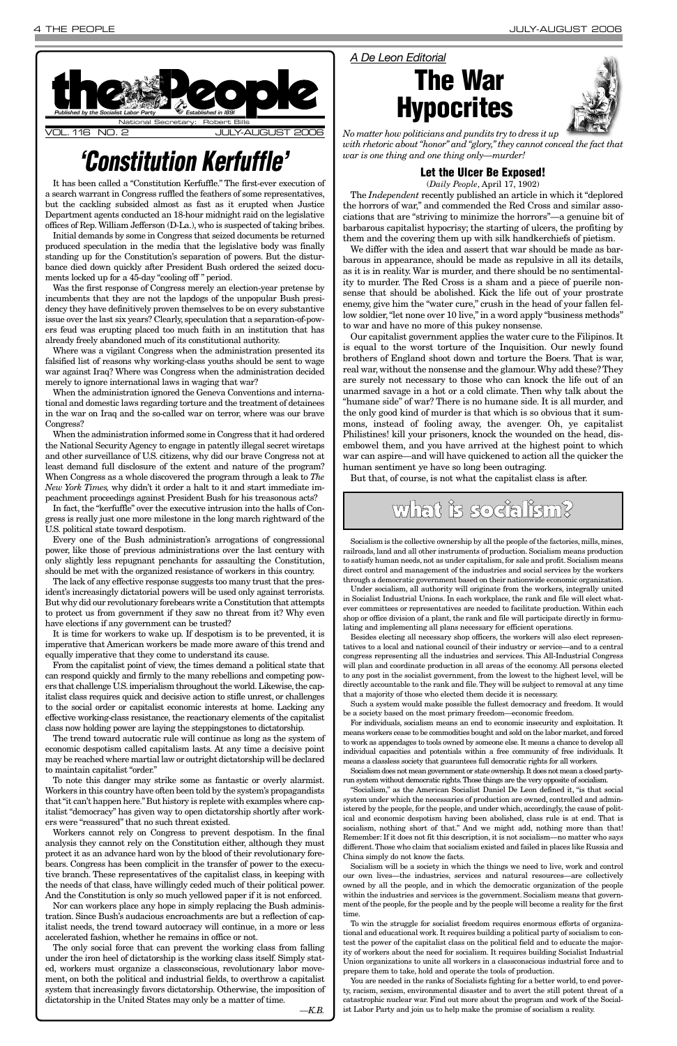# the People

*Published by the Socialist Labor Party* — *Established in 1891*

National Secretary: Robert Bills

VOL. 116 NO. 2 — JULY-AUGUST 2006

# 'Constitution Kerfuffle'

It has been called a "Constitution Kerfuffle." The first-ever execution of a search warrant in Congress ruffled the feathers of some representatives, but the cackling subsided almost as fast as it erupted when Justice Department agents conducted an 18-hour midnight raid on the legislative offices of Rep. William Jefferson (D-La.), who is suspected of taking bribes.

Initial demands by some in Congress that seized documents be returned produced speculation in the media that the legislative body was finally standing up for the Constitution's separation of powers. But the disturbance died down quickly after President Bush ordered the seized documents locked up for a 45-day "cooling off " period.

Was the first response of Congress merely an election-year pretense by incumbents that they are not the lapdogs of the unpopular Bush presidency they have definitively proven themselves to be on every substantive issue over the last six years? Clearly, speculation that a separation-of-powers feud was erupting placed too much faith in an institution that has already freely abandoned much of its constitutional authority.

Where was a vigilant Congress when the administration presented its falsified list of reasons why working-class youths should be sent to wage war against Iraq? Where was Congress when the administration decided merely to ignore international laws in waging that war?

When the administration ignored the Geneva Conventions and international and domestic laws regarding torture and the treatment of detainees in the war on Iraq and the so-called war on terror, where was our brave Congress?

When the administration informed some in Congress that it had ordered the National Security Agency to engage in patently illegal secret wiretaps and other surveillance of U.S. citizens, why did our brave Congress not at least demand full disclosure of the extent and nature of the program? When Congress as a whole discovered the program through a leak to *The New York Times,* why didn't it order a halt to it and start immediate impeachment proceedings against President Bush for his treasonous acts?

In fact, the "kerfuffle" over the executive intrusion into the halls of Congress is really just one more milestone in the long march rightward of the U.S. political state toward despotism.

Every one of the Bush administration's arrogations of congressional power, like those of previous administrations over the last century with only slightly less repugnant penchants for assaulting the Constitution, should be met with the organized resistance of workers in this country.

The lack of any effective response suggests too many trust that the president's increasingly dictatorial powers will be used only against terrorists. But why did our revolutionary forebears write a Constitution that attempts to protect us from government if they saw no threat from it? Why even have elections if any government can be trusted?

It is time for workers to wake up. If despotism is to be prevented, it is imperative that American workers be made more aware of this trend and equally imperative that they come to understand its cause.

From the capitalist point of view, the times demand a political state that can respond quickly and firmly to the many rebellions and competing powers that challenge U.S. imperialism throughout the world. Likewise, the capitalist class requires quick and decisive action to stifle unrest, or challenges to the social order or capitalist economic interests at home. Lacking any effective working-class resistance, the reactionary elements of the capitalist class now holding power are laying the steppingstones to dictatorship.

The trend toward autocratic rule will continue as long as the system of economic despotism called capitalism lasts. At any time a decisive point may be reached where martial law or outright dictatorship will be declared to maintain capitalist "order."

To note this danger may strike some as fantastic or overly alarmist. Workers in this country have often been told by the system's propagandists that "it can't happen here." But history is replete with examples where capitalist "democracy" has given way to open dictatorship shortly after workers were "reassured" that no such threat existed.

Workers cannot rely on Congress to prevent despotism. In the final analysis they cannot rely on the Constitution either, although they must protect it as an advance hard won by the blood of their revolutionary forebears. Congress has been complicit in the transfer of power to the executive branch. These representatives of the capitalist class, in keeping with the needs of that class, have willingly ceded much of their political power. And the Constitution is only so much yellowed paper if it is not enforced.

Nor can workers place any hope in simply replacing the Bush administration. Since Bush's audacious encroachments are but a reflection of capitalist needs, the trend toward autocracy will continue, in a more or less accelerated fashion, whether he remains in office or not.

The only social force that can prevent the working class from falling under the iron heel of dictatorship is the working class itself. Simply stated, workers must organize a classconscious, revolutionary labor movement, on both the political and industrial fields, to overthrow a capitalist system that increasingly favors dictatorship. Otherwise, the imposition of dictatorship in the United States may only be a matter of time.

—*K.B.*

*A De Leon Editorial*

# The War Hypocrites

*No matter how politicians and pundits try to dress it up with rhetoric about "honor" and "glory," they cannot conceal the fact that war is one thing and one thing only—murder!*

### Let the Ulcer Be Exposed!

(*Daily People*, April 17, 1902)

The *Independent* recently published an article in which it "deplored the horrors of war," and commended the Red Cross and similar associations that are "striving to minimize the horrors"—a genuine bit of barbarous capitalist hypocrisy; the starting of ulcers, the profiting by them and the covering them up with silk handkerchiefs of pietism.

We differ with the idea and assert that war should be made as barbarous in appearance, should be made as repulsive in all its details, as it is in reality. War is murder, and there should be no sentimentality to murder. The Red Cross is a sham and a piece of puerile nonsense that should be abolished. Kick the life out of your prostrate enemy, give him the "water cure," crush in the head of your fallen fellow soldier, "let none over 10 live," in a word apply "business methods" to war and have no more of this pukey nonsense.

Our capitalist government applies the water cure to the Filipinos. It is equal to the worst torture of the Inquisition. Our newly found brothers of England shoot down and torture the Boers. That is war, real war, without the nonsense and the glamour. Why add these? They are surely not necessary to those who can knock the life out of an unarmed savage in a hot or a cold climate. Then why talk about the "humane side" of war? There is no humane side. It is all murder, and the only good kind of murder is that which is so obvious that it summons, instead of fooling away, the avenger. Oh, ye capitalist Philistines! kill your prisoners, knock the wounded on the head, disembowel them, and you have arrived at the highest point to which war can aspire—and will have quickened to action all the quicker the human sentiment ye have so long been outraging.

But that, of course, is not what the capitalist class is after.

## what is socialism?

Socialism is the collective ownership by all the people of the factories, mills, mines, railroads, land and all other instruments of production. Socialism means production to satisfy human needs, not as under capitalism, for sale and profit. Socialism means direct control and management of the industries and social services by the workers through a democratic government based on their nationwide economic organization.

Under socialism, all authority will originate from the workers, integrally united in Socialist Industrial Unions. In each workplace, the rank and file will elect whatever committees or representatives are needed to facilitate production. Within each shop or office division of a plant, the rank and file will participate directly in formulating and implementing all plans necessary for efficient operations.

Besides electing all necessary shop officers, the workers will also elect representatives to a local and national council of their industry or service—and to a central congress representing all the industries and services. This All-Industrial Congress will plan and coordinate production in all areas of the economy. All persons elected to any post in the socialist government, from the lowest to the highest level, will be directly accountable to the rank and file. They will be subject to removal at any time that a majority of those who elected them decide it is necessary.

Such a system would make possible the fullest democracy and freedom. It would be a society based on the most primary freedom—economic freedom.

For individuals, socialism means an end to economic insecurity and exploitation. It means workers cease to be commodities bought and sold on the labor market, and forced to work as appendages to tools owned by someone else. It means a chance to develop all individual capacities and potentials within a free community of free individuals. It means a classless society that guarantees full democratic rights for all workers.

Socialism does not mean government or state ownership. It does not mean a closed party-run system without democratic rights. Those things are the very opposite of socialism.

"Socialism," as the American Socialist Daniel De Leon defined it, "is that social system under which the necessaries of production are owned, controlled and administered by the people, for the people, and under which, accordingly, the cause of political and economic despotism having been abolished, class rule is at end. That is socialism, nothing short of that." And we might add, nothing more than that! Remember: If it does not fit this description, it is not socialism—no matter who says different. Those who claim that socialism existed and failed in places like Russia and China simply do not know the facts.

Socialism will be a society in which the things we need to live, work and control our own lives—the industries, services and natural resources—are collectively owned by all the people, and in which the democratic organization of the people within the industries and services is the government. Socialism means that government of the people, for the people and by the people will become a reality for the first time.

To win the struggle for socialist freedom requires enormous efforts of organizational and educational work. It requires building a political party of socialism to contest the power of the capitalist class on the political field and to educate the majority of workers about the need for socialism. It requires building Socialist Industrial Union organizations to unite all workers in a classconscious industrial force and to prepare them to take, hold and operate the tools of production.

You are needed in the ranks of Socialists fighting for a better world, to end poverty, racism, sexism, environmental disaster and to avert the still potent threat of a catastrophic nuclear war. Find out more about the program and work of the Socialist Labor Party and join us to help make the promise of socialism a reality.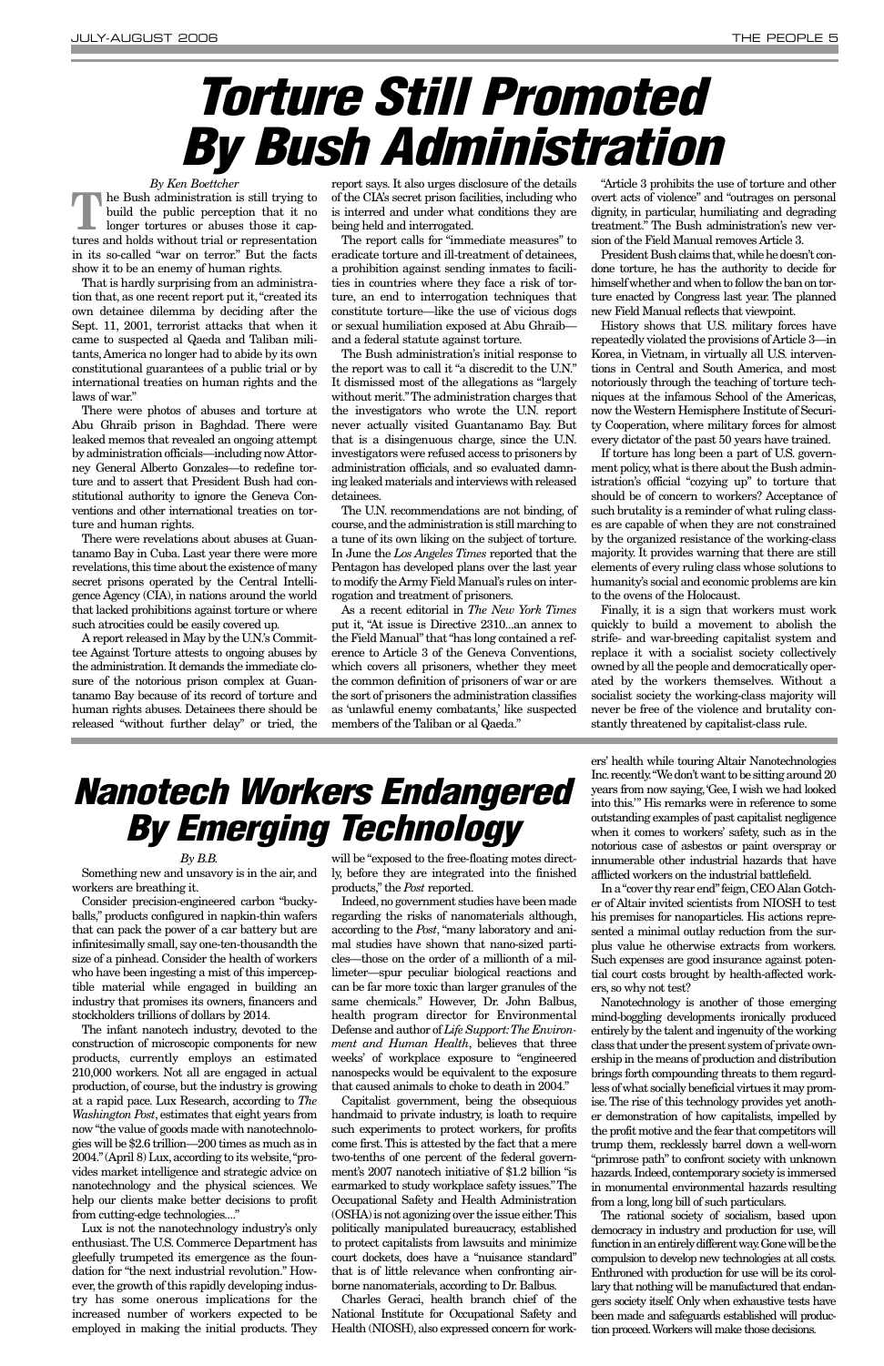# Torture Still Promoted By Bush Administration

*By Ken Boettcher*

The Bush administration is still trying to build the public perception that it no longer tortures or abuses those it captures and holds without trial or representation in its so-called "war on terror." But the facts show it to be an enemy of human rights.

That is hardly surprising from an administration that, as one recent report put it, "created its own detainee dilemma by deciding after the Sept. 11, 2001, terrorist attacks that when it came to suspected al Qaeda and Taliban militants, America no longer had to abide by its own constitutional guarantees of a public trial or by international treaties on human rights and the laws of war."

There were photos of abuses and torture at Abu Ghraib prison in Baghdad. There were leaked memos that revealed an ongoing attempt by administration officials—including now Attorney General Alberto Gonzales—to redefine torture and to assert that President Bush had constitutional authority to ignore the Geneva Conventions and other international treaties on torture and human rights.

There were revelations about abuses at Guantanamo Bay in Cuba. Last year there were more revelations, this time about the existence of many secret prisons operated by the Central Intelligence Agency (CIA), in nations around the world that lacked prohibitions against torture or where such atrocities could be easily covered up.

A report released in May by the U.N.'s Committee Against Torture attests to ongoing abuses by the administration. It demands the immediate closure of the notorious prison complex at Guantanamo Bay because of its record of torture and human rights abuses. Detainees there should be released "without further delay" or tried, the report says. It also urges disclosure of the details of the CIA's secret prison facilities, including who is interred and under what conditions they are being held and interrogated.

The report calls for "immediate measures" to eradicate torture and ill-treatment of detainees, a prohibition against sending inmates to facilities in countries where they face a risk of torture, an end to interrogation techniques that constitute torture—like the use of vicious dogs or sexual humiliation exposed at Abu Ghraib—and a federal statute against torture.

The Bush administration's initial response to the report was to call it "a discredit to the U.N." It dismissed most of the allegations as "largely without merit." The administration charges that the investigators who wrote the U.N. report never actually visited Guantanamo Bay. But that is a disingenuous charge, since the U.N. investigators were refused access to prisoners by administration officials, and so evaluated damning leaked materials and interviews with released detainees.

The U.N. recommendations are not binding, of course, and the administration is still marching to a tune of its own liking on the subject of torture. In June the *Los Angeles Times* reported that the Pentagon has developed plans over the last year to modify the Army Field Manual's rules on interrogation and treatment of prisoners.

As a recent editorial in *The New York Times* put it, "At issue is Directive 2310...an annex to the Field Manual" that "has long contained a reference to Article 3 of the Geneva Conventions, which covers all prisoners, whether they meet the common definition of prisoners of war or are the sort of prisoners the administration classifies as 'unlawful enemy combatants,' like suspected members of the Taliban or al Qaeda."

"Article 3 prohibits the use of torture and other overt acts of violence" and "outrages on personal dignity, in particular, humiliating and degrading treatment." The Bush administration's new version of the Field Manual removes Article 3.

President Bush claims that, while he doesn't condone torture, he has the authority to decide for himself whether and when to follow the ban on torture enacted by Congress last year. The planned new Field Manual reflects that viewpoint.

History shows that U.S. military forces have repeatedly violated the provisions of Article 3—in Korea, in Vietnam, in virtually all U.S. interventions in Central and South America, and most notoriously through the teaching of torture techniques at the infamous School of the Americas, now the Western Hemisphere Institute of Security Cooperation, where military forces for almost every dictator of the past 50 years have trained.

If torture has long been a part of U.S. government policy, what is there about the Bush administration's official "cozying up" to torture that should be of concern to workers? Acceptance of such brutality is a reminder of what ruling classes are capable of when they are not constrained by the organized resistance of the working-class majority. It provides warning that there are still elements of every ruling class whose solutions to humanity's social and economic problems are kin to the ovens of the Holocaust.

Finally, it is a sign that workers must work quickly to build a movement to abolish the strife- and war-breeding capitalist system and replace it with a socialist society collectively owned by all the people and democratically operated by the workers themselves. Without a socialist society the working-class majority will never be free of the violence and brutality constantly threatened by capitalist-class rule.

# Nanotech Workers Endangered By Emerging Technology

*By B.B.*

Something new and unsavory is in the air, and workers are breathing it.

Consider precision-engineered carbon "buckyballs," products configured in napkin-thin wafers that can pack the power of a car battery but are infinitesimally small, say one-ten-thousandth the size of a pinhead. Consider the health of workers who have been ingesting a mist of this imperceptible material while engaged in building an industry that promises its owners, financers and stockholders trillions of dollars by 2014.

The infant nanotech industry, devoted to the construction of microscopic components for new products, currently employs an estimated 210,000 workers. Not all are engaged in actual production, of course, but the industry is growing at a rapid pace. Lux Research, according to *The Washington Post*, estimates that eight years from now "the value of goods made with nanotechnologies will be $2.6 trillion—200 times as much as in 2004." (April 8) Lux, according to its website, "provides market intelligence and strategic advice on nanotechnology and the physical sciences. We help our clients make better decisions to profit from cutting-edge technologies...."

Lux is not the nanotechnology industry's only enthusiast. The U.S. Commerce Department has gleefully trumpeted its emergence as the foundation for "the next industrial revolution." However, the growth of this rapidly developing industry has some onerous implications for the increased number of workers expected to be employed in making the initial products. They will be "exposed to the free-floating motes directly, before they are integrated into the finished products," the *Post* reported.

Indeed, no government studies have been made regarding the risks of nanomaterials although, according to the *Post*, "many laboratory and animal studies have shown that nano-sized particles—those on the order of a millionth of a millimeter—spur peculiar biological reactions and can be far more toxic than larger granules of the same chemicals." However, Dr. John Balbus, health program director for Environmental Defense and author of *Life Support: The Environment and Human Health*, believes that three weeks' of workplace exposure to "engineered nanospecks would be equivalent to the exposure that caused animals to choke to death in 2004."

Capitalist government, being the obsequious handmaid to private industry, is loath to require such experiments to protect workers, for profits come first. This is attested by the fact that a mere two-tenths of one percent of the federal government's 2007 nanotech initiative of $1.2 billion "is earmarked to study workplace safety issues." The Occupational Safety and Health Administration (OSHA) is not agonizing over the issue either. This politically manipulated bureaucracy, established to protect capitalists from lawsuits and minimize court dockets, does have a "nuisance standard" that is of little relevance when confronting airborne nanomaterials, according to Dr. Balbus.

Charles Geraci, health branch chief of the National Institute for Occupational Safety and Health (NIOSH), also expressed concern for workers' health while touring Altair Nanotechnologies Inc. recently. "We don't want to be sitting around 20 years from now saying, 'Gee, I wish we had looked into this.'" His remarks were in reference to some outstanding examples of past capitalist negligence when it comes to workers' safety, such as in the notorious case of asbestos or paint overspray or innumerable other industrial hazards that have afflicted workers on the industrial battlefield.

In a "cover thy rear end" feign, CEO Alan Gotcher of Altair invited scientists from NIOSH to test his premises for nanoparticles. His actions represented a minimal outlay reduction from the surplus value he otherwise extracts from workers. Such expenses are good insurance against potential court costs brought by health-affected workers, so why not test?

Nanotechnology is another of those emerging mind-boggling developments ironically produced entirely by the talent and ingenuity of the working class that under the present system of private ownership in the means of production and distribution brings forth compounding threats to them regardless of what socially beneficial virtues it may promise. The rise of this technology provides yet another demonstration of how capitalists, impelled by the profit motive and the fear that competitors will trump them, recklessly barrel down a well-worn "primrose path" to confront society with unknown hazards. Indeed, contemporary society is immersed in monumental environmental hazards resulting from a long, long bill of such particulars.

The rational society of socialism, based upon democracy in industry and production for use, will function in an entirely different way. Gone will be the compulsion to develop new technologies at all costs. Enthroned with production for use will be its corollary that nothing will be manufactured that endangers society itself. Only when exhaustive tests have been made and safeguards established will production proceed. Workers will make those decisions.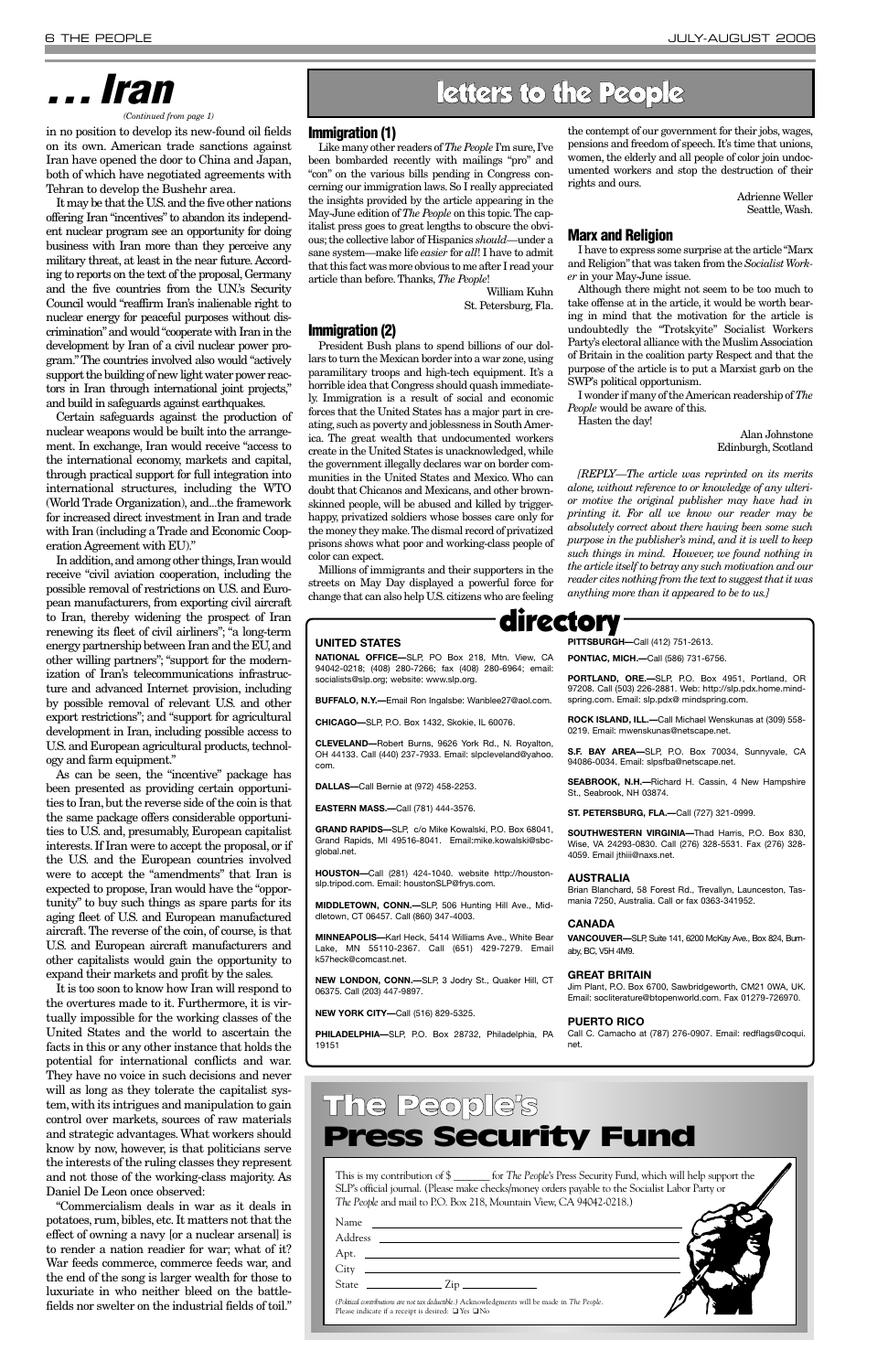# ... Iran

*(Continued from page 1)*

in no position to develop its new-found oil fields on its own. American trade sanctions against Iran have opened the door to China and Japan, both of which have negotiated agreements with Tehran to develop the Bushehr area.

It may be that the U.S. and the five other nations offering Iran "incentives" to abandon its independent nuclear program see an opportunity for doing business with Iran more than they perceive any military threat, at least in the near future. According to reports on the text of the proposal, Germany and the five countries from the U.N.'s Security Council would "reaffirm Iran's inalienable right to nuclear energy for peaceful purposes without discrimination" and would "cooperate with Iran in the development by Iran of a civil nuclear power program." The countries involved also would "actively support the building of new light water power reactors in Iran through international joint projects," and build in safeguards against earthquakes.

Certain safeguards against the production of nuclear weapons would be built into the arrangement. In exchange, Iran would receive "access to the international economy, markets and capital, through practical support for full integration into international structures, including the WTO (World Trade Organization), and...the framework for increased direct investment in Iran and trade with Iran (including a Trade and Economic Cooperation Agreement with EU)."

In addition, and among other things, Iran would receive "civil aviation cooperation, including the possible removal of restrictions on U.S. and European manufacturers, from exporting civil aircraft to Iran, thereby widening the prospect of Iran renewing its fleet of civil airliners"; "a long-term energy partnership between Iran and the EU, and other willing partners"; "support for the modernization of Iran's telecommunications infrastructure and advanced Internet provision, including by possible removal of relevant U.S. and other export restrictions"; and "support for agricultural development in Iran, including possible access to U.S. and European agricultural products, technology and farm equipment."

As can be seen, the "incentive" package has been presented as providing certain opportunities to Iran, but the reverse side of the coin is that the same package offers considerable opportunities to U.S. and, presumably, European capitalist interests. If Iran were to accept the proposal, or if the U.S. and the European countries involved were to accept the "amendments" that Iran is expected to propose, Iran would have the "opportunity" to buy such things as spare parts for its aging fleet of U.S. and European manufactured aircraft. The reverse of the coin, of course, is that U.S. and European aircraft manufacturers and other capitalists would gain the opportunity to expand their markets and profit by the sales.

It is too soon to know how Iran will respond to the overtures made to it. Furthermore, it is virtually impossible for the working classes of the United States and the world to ascertain the facts in this or any other instance that holds the potential for international conflicts and war. They have no voice in such decisions and never will as long as they tolerate the capitalist system, with its intrigues and manipulation to gain control over markets, sources of raw materials and strategic advantages. What workers should know by now, however, is that politicians serve the interests of the ruling classes they represent and not those of the working-class majority. As Daniel De Leon once observed:

"Commercialism deals in war as it deals in potatoes, rum, bibles, etc. It matters not that the effect of owning a navy [or a nuclear arsenal] is to render a nation readier for war; what of it? War feeds commerce, commerce feeds war, and the end of the song is larger wealth for those to luxuriate in who neither bleed on the battlefields nor swelter on the industrial fields of toil."

# letters to the People

## Immigration (1)

Like many other readers of *The People* I'm sure, I've been bombarded recently with mailings "pro" and "con" on the various bills pending in Congress concerning our immigration laws. So I really appreciated the insights provided by the article appearing in the May-June edition of *The People* on this topic. The capitalist press goes to great lengths to obscure the obvious; the collective labor of Hispanics *should*—under a sane system—make life *easier* for *all*! I have to admit that this fact was more obvious to me after I read your article than before. Thanks, *The People*!

William Kuhn
St. Petersburg, Fla.

## Immigration (2)

President Bush plans to spend billions of our dollars to turn the Mexican border into a war zone, using paramilitary troops and high-tech equipment. It's a horrible idea that Congress should quash immediately. Immigration is a result of social and economic forces that the United States has a major part in creating, such as poverty and joblessness in South America. The great wealth that undocumented workers create in the United States is unacknowledged, while the government illegally declares war on border communities in the United States and Mexico. Who can doubt that Chicanos and Mexicans, and other brown-skinned people, will be abused and killed by trigger-happy, privatized soldiers whose bosses care only for the money they make. The dismal record of privatized prisons shows what poor and working-class people of color can expect.

Millions of immigrants and their supporters in the streets on May Day displayed a powerful force for change that can also help U.S. citizens who are feeling the contempt of our government for their jobs, wages, pensions and freedom of speech. It's time that unions, women, the elderly and all people of color join undocumented workers and stop the destruction of their rights and ours.

Adrienne Weller
Seattle, Wash.

## Marx and Religion

I have to express some surprise at the article "Marx and Religion" that was taken from the *Socialist Worker* in your May-June issue.

Although there might not seem to be too much to take offense at in the article, it would be worth bearing in mind that the motivation for the article is undoubtedly the "Trotskyite" Socialist Workers Party's electoral alliance with the Muslim Association of Britain in the coalition party Respect and that the purpose of the article is to put a Marxist garb on the SWP's political opportunism.

I wonder if many of the American readership of *The People* would be aware of this.

Hasten the day!

Alan Johnstone
Edinburgh, Scotland

*[REPLY—The article was reprinted on its merits alone, without reference to or knowledge of any ulterior motive the original publisher may have had in printing it. For all we know our reader may be absolutely correct about there having been some such purpose in the publisher's mind, and it is well to keep such things in mind. However, we found nothing in the article itself to betray any such motivation and our reader cites nothing from the text to suggest that it was anything more than it appeared to be to us.]*

# directory

### UNITED STATES

**NATIONAL OFFICE—**SLP, PO Box 218, Mtn. View, CA 94042-0218; (408) 280-7266; fax (408) 280-6964; email: socialists@slp.org; website: www.slp.org.

**BUFFALO, N.Y.—**Email Ron Ingalsbe: Wanblee27@aol.com.

**CHICAGO—**SLP, P.O. Box 1432, Skokie, IL 60076.

**CLEVELAND—**Robert Burns, 9626 York Rd., N. Royalton, OH 44133. Call (440) 237-7933. Email: slpcleveland@yahoo.com.

**DALLAS—**Call Bernie at (972) 458-2253.

**EASTERN MASS.—**Call (781) 444-3576.

**GRAND RAPIDS—**SLP, c/o Mike Kowalski, P.O. Box 68041, Grand Rapids, MI 49516-8041. Email:mike.kowalski@sbcglobal.net.

**HOUSTON—**Call (281) 424-1040. website http://houstonslp.tripod.com. Email: houstonSLP@frys.com.

**MIDDLETOWN, CONN.—**SLP, 506 Hunting Hill Ave., Middletown, CT 06457. Call (860) 347-4003.

**MINNEAPOLIS—**Karl Heck, 5414 Williams Ave., White Bear Lake, MN 55110-2367. Call (651) 429-7279. Email k57heck@comcast.net.

**NEW LONDON, CONN.—**SLP, 3 Jodry St., Quaker Hill, CT 06375. Call (203) 447-9897.

**NEW YORK CITY—**Call (516) 829-5325.

**PHILADELPHIA—**SLP, P.O. Box 28732, Philadelphia, PA 19151

**PITTSBURGH—**Call (412) 751-2613.

**PONTIAC, MICH.—**Call (586) 731-6756.

**PORTLAND, ORE.—**SLP, P.O. Box 4951, Portland, OR 97208. Call (503) 226-2881. Web: http://slp.pdx.home.mindspring.com. Email: slp.pdx@ mindspring.com.

**ROCK ISLAND, ILL.—**Call Michael Wenskunas at (309) 558-0219. Email: mwenskunas@netscape.net.

**S.F. BAY AREA—**SLP, P.O. Box 70034, Sunnyvale, CA 94086-0034. Email: slpsfba@netscape.net.

**SEABROOK, N.H.—**Richard H. Cassin, 4 New Hampshire St., Seabrook, NH 03874.

**ST. PETERSBURG, FLA.—**Call (727) 321-0999.

**SOUTHWESTERN VIRGINIA—**Thad Harris, P.O. Box 830, Wise, VA 24293-0830. Call (276) 328-5531. Fax (276) 328-4059. Email jthiii@naxs.net.

### AUSTRALIA

Brian Blanchard, 58 Forest Rd., Trevallyn, Launceston, Tasmania 7250, Australia. Call or fax 0363-341952.

### CANADA

**VANCOUVER—**SLP, Suite 141, 6200 McKay Ave., Box 824, Burnaby, BC, V5H 4M9.

### GREAT BRITAIN

Jim Plant, P.O. Box 6700, Sawbridgeworth, CM21 0WA, UK. Email: socliterature@btopenworld.com. Fax 01279-726970.

### PUERTO RICO

Call C. Camacho at (787) 276-0907. Email: redflags@coqui.net.

# The People's Press Security Fund

This is my contribution of $ _______ for *The People's* Press Security Fund, which will help support the SLP's official journal. (Please make checks/money orders payable to the Socialist Labor Party or *The People* and mail to P.O. Box 218, Mountain View, CA 94042-0218.)

Name ________________________________

Address ______________________________

Apt. _________________________________

City _________________________________

State ____________ Zip ____________

*(Political contributions are not tax deductible.)* Acknowledgments will be made in *The People*. Please indicate if a receipt is desired: ❑ Yes ❑ No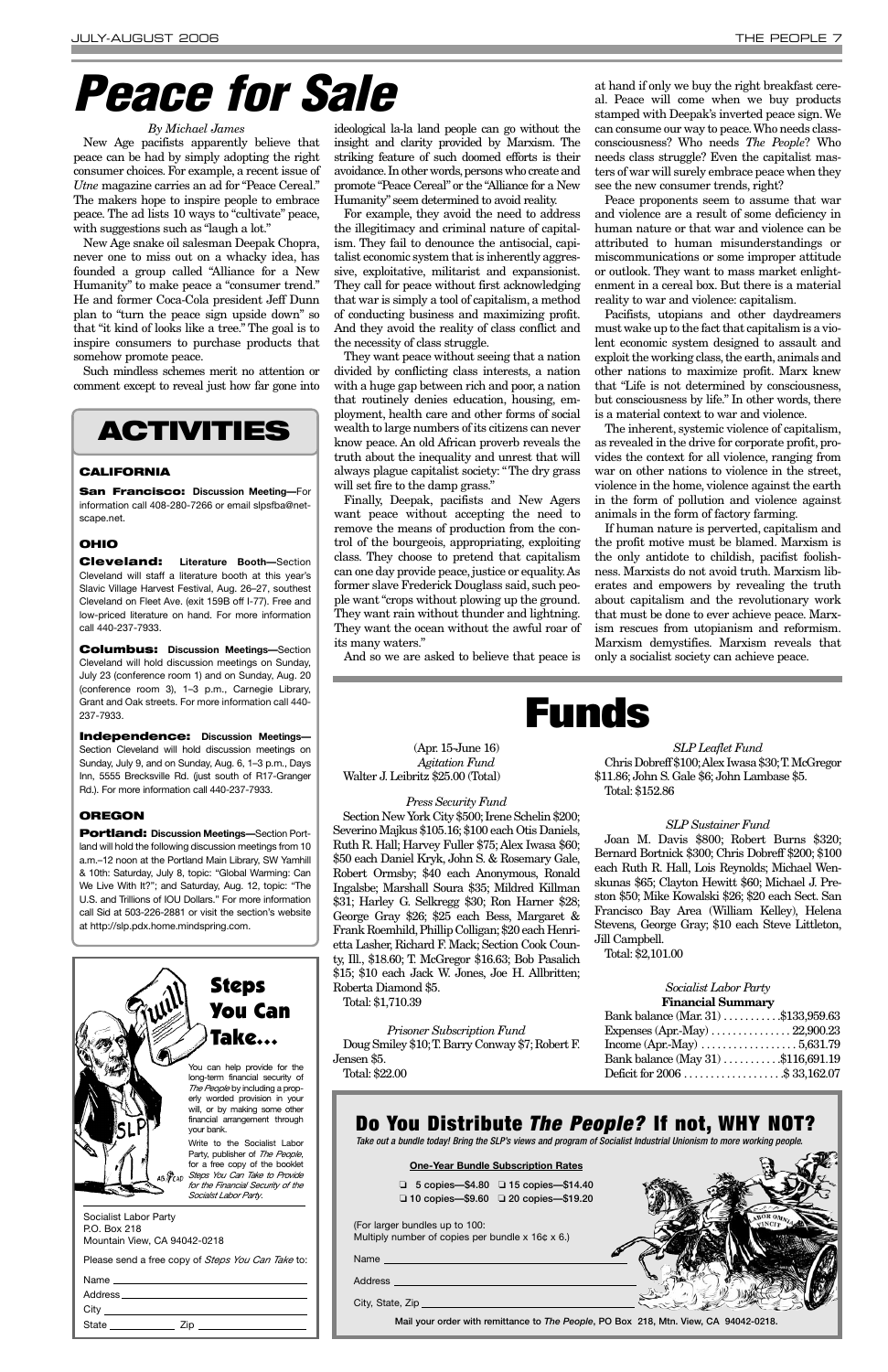# Peace for Sale

*By Michael James*

New Age pacifists apparently believe that peace can be had by simply adopting the right consumer choices. For example, a recent issue of *Utne* magazine carries an ad for "Peace Cereal." The makers hope to inspire people to embrace peace. The ad lists 10 ways to "cultivate" peace, with suggestions such as "laugh a lot."

New Age snake oil salesman Deepak Chopra, never one to miss out on a whacky idea, has founded a group called "Alliance for a New Humanity" to make peace a "consumer trend." He and former Coca-Cola president Jeff Dunn plan to "turn the peace sign upside down" so that "it kind of looks like a tree." The goal is to inspire consumers to purchase products that somehow promote peace.

Such mindless schemes merit no attention or comment except to reveal just how far gone into ideological la-la land people can go without the insight and clarity provided by Marxism. The striking feature of such doomed efforts is their avoidance. In other words, persons who create and promote "Peace Cereal" or the "Alliance for a New Humanity" seem determined to avoid reality.

For example, they avoid the need to address the illegitimacy and criminal nature of capitalism. They fail to denounce the antisocial, capitalist economic system that is inherently aggressive, exploitative, militarist and expansionist. They call for peace without first acknowledging that war is simply a tool of capitalism, a method of conducting business and maximizing profit. And they avoid the reality of class conflict and the necessity of class struggle.

They want peace without seeing that a nation divided by conflicting class interests, a nation with a huge gap between rich and poor, a nation that routinely denies education, housing, employment, health care and other forms of social wealth to large numbers of its citizens can never know peace. An old African proverb reveals the truth about the inequality and unrest that will always plague capitalist society: "The dry grass will set fire to the damp grass."

Finally, Deepak, pacifists and New Agers want peace without accepting the need to remove the means of production from the control of the bourgeois, appropriating, exploiting class. They choose to pretend that capitalism can one day provide peace, justice or equality. As former slave Frederick Douglass said, such people want "crops without plowing up the ground. They want rain without thunder and lightning. They want the ocean without the awful roar of its many waters."

And so we are asked to believe that peace is at hand if only we buy the right breakfast cereal. Peace will come when we buy products stamped with Deepak's inverted peace sign. We can consume our way to peace. Who needs class-consciousness? Who needs *The People*? Who needs class struggle? Even the capitalist masters of war will surely embrace peace when they see the new consumer trends, right?

Peace proponents seem to assume that war and violence are a result of some deficiency in human nature or that war and violence can be attributed to human misunderstandings or miscommunications or some improper attitude or outlook. They want to mass market enlightenment in a cereal box. But there is a material reality to war and violence: capitalism.

Pacifists, utopians and other daydreamers must wake up to the fact that capitalism is a violent economic system designed to assault and exploit the working class, the earth, animals and other nations to maximize profit. Marx knew that "Life is not determined by consciousness, but consciousness by life." In other words, there is a material context to war and violence.

The inherent, systemic violence of capitalism, as revealed in the drive for corporate profit, provides the context for all violence, ranging from war on other nations to violence in the street, violence in the home, violence against the earth in the form of pollution and violence against animals in the form of factory farming.

If human nature is perverted, capitalism and the profit motive must be blamed. Marxism is the only antidote to childish, pacifist foolishness. Marxists do not avoid truth. Marxism liberates and empowers by revealing the truth about capitalism and the revolutionary work that must be done to ever achieve peace. Marxism rescues from utopianism and reformism. Marxism demystifies. Marxism reveals that only a socialist society can achieve peace.

# ACTIVITIES

### CALIFORNIA

**San Francisco: Discussion Meeting—**For information call 408-280-7266 or email slpsfba@netscape.net.

### OHIO

**Cleveland: Literature Booth—**Section Cleveland will staff a literature booth at this year's Slavic Village Harvest Festival, Aug. 26–27, southeast Cleveland on Fleet Ave. (exit 159B off I-77). Free and low-priced literature on hand. For more information call 440-237-7933.

**Columbus: Discussion Meetings—**Section Cleveland will hold discussion meetings on Sunday, July 23 (conference room 1) and on Sunday, Aug. 20 (conference room 3), 1–3 p.m., Carnegie Library, Grant and Oak streets. For more information call 440-237-7933.

**Independence: Discussion Meetings—**Section Cleveland will hold discussion meetings on Sunday, July 9, and on Sunday, Aug. 6, 1–3 p.m., Days Inn, 5555 Brecksville Rd. (just south of R17-Granger Rd.). For more information call 440-237-7933.

### OREGON

**Portland: Discussion Meetings—**Section Portland will hold the following discussion meetings from 10 a.m.–12 noon at the Portland Main Library, SW Yamhill & 10th: Saturday, July 8, topic: "Global Warming: Can We Live With It?"; and Saturday, Aug. 12, topic: "The U.S. and Trillions of IOU Dollars." For more information call Sid at 503-226-2881 or visit the section's website at http://slp.pdx.home.mindspring.com.

## Steps You Can Take...

You can help provide for the long-term financial security of *The People* by including a properly worded provision in your will, or by making some other financial arrangement through your bank.

Write to the Socialist Labor Party, publisher of *The People*, for a free copy of the booklet *Steps You Can Take to Provide for the Financial Security of the Socialist Labor Party*.

Socialist Labor Party
P.O. Box 218
Mountain View, CA 94042-0218

Please send a free copy of *Steps You Can Take* to:

Name ______________________
Address ______________________
City ______________________
State __________ Zip __________

# Funds

(Apr. 15-June 16)

*Agitation Fund*

Walter J. Leibritz $25.00 (Total)

*Press Security Fund*

Section New York City $500; Irene Schelin $200; Severino Majkus $105.16; $100 each Otis Daniels, Ruth R. Hall; Harvey Fuller $75; Alex Iwasa $60; $50 each Daniel Kryk, John S. & Rosemary Gale, Robert Ormsby; $40 each Anonymous, Ronald Ingalsbe; Marshall Soura $35; Mildred Killman $31; Harley G. Selkregg $30; Ron Harner $28; George Gray $26; $25 each Bess, Margaret & Frank Roemhild, Phillip Colligan; $20 each Henrietta Lasher, Richard F. Mack; Section Cook County, Ill., $18.60; T. McGregor $16.63; Bob Pasalich $15; $10 each Jack W. Jones, Joe H. Allbritten; Roberta Diamond $5.

Total: $1,710.39

*Prisoner Subscription Fund*

Doug Smiley $10; T. Barry Conway $7; Robert F. Jensen $5.

Total: $22.00

*SLP Leaflet Fund*

Chris Dobreff $100; Alex Iwasa $30; T. McGregor $11.86; John S. Gale $6; John Lambase $5.

Total: $152.86

*SLP Sustainer Fund*

Joan M. Davis $800; Robert Burns $320; Bernard Bortnick $300; Chris Dobreff $200; $100 each Ruth R. Hall, Lois Reynolds; Michael Wenskunas $65; Clayton Hewitt $60; Michael J. Preston $50; Mike Kowalski $26; $20 each Sect. San Francisco Bay Area (William Kelley), Helena Stevens, George Gray; $10 each Steve Littleton, Jill Campbell.

Total: $2,101.00

*Socialist Labor Party*

**Financial Summary**

| | |
|---|---|
| Bank balance (Mar. 31) | $133,959.63 |
| Expenses (Apr.-May) | 22,900.23 |
| Income (Apr.-May) | 5,631.79 |
| Bank balance (May 31) | $116,691.19 |
| Deficit for 2006 | $ 33,162.07 |

## Do You Distribute *The People?* If not, WHY NOT?

*Take out a bundle today! Bring the SLP's views and program of Socialist Industrial Unionism to more working people.*

**One-Year Bundle Subscription Rates**

❑ 5 copies—$4.80 ❑ 15 copies—$14.40
❑ 10 copies—$9.60 ❑ 20 copies—$19.20

(For larger bundles up to 100: Multiply number of copies per bundle x 16¢ x 6.)

Name ______________________
Address ______________________
City, State, Zip ______________________

**Mail your order with remittance to *The People*, PO Box 218, Mtn. View, CA 94042-0218.**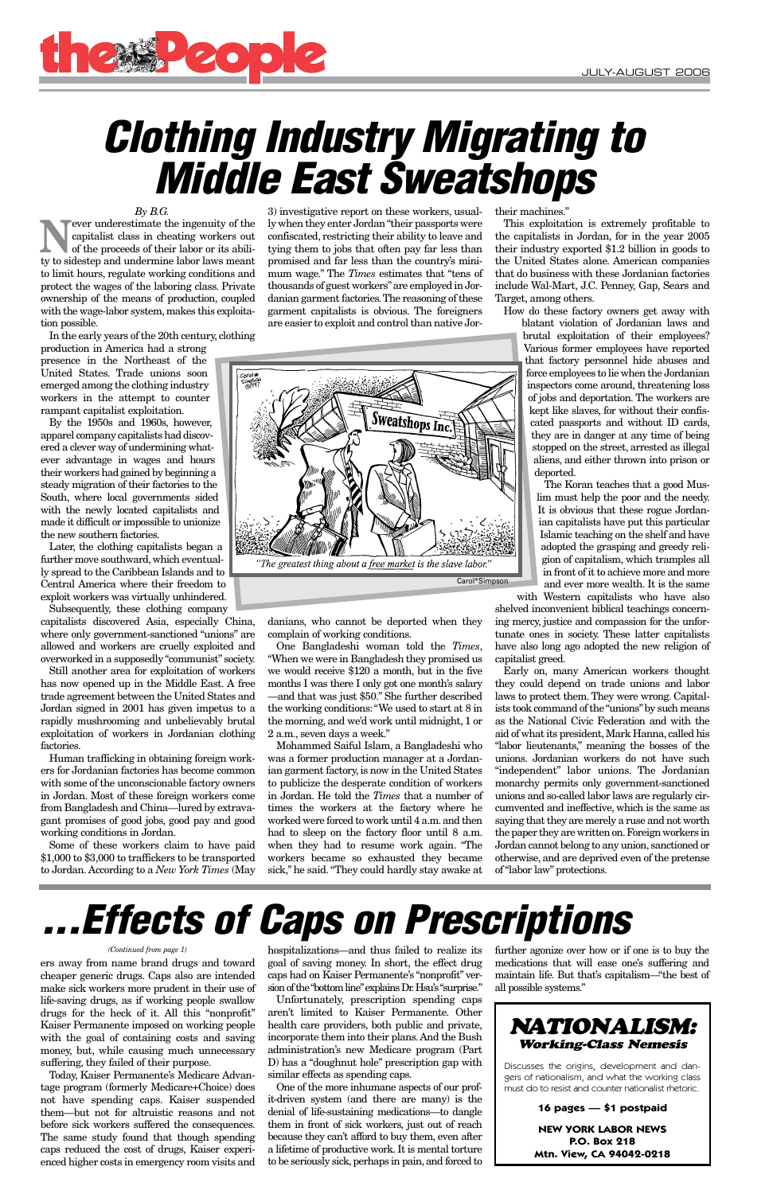# Clothing Industry Migrating to Middle East Sweatshops

*By B.G.*

Never underestimate the ingenuity of the capitalist class in cheating workers out of the proceeds of their labor or its ability to sidestep and undermine labor laws meant to limit hours, regulate working conditions and protect the wages of the laboring class. Private ownership of the means of production, coupled with the wage-labor system, makes this exploitation possible.

In the early years of the 20th century, clothing production in America had a strong presence in the Northeast of the United States. Trade unions soon emerged among the clothing industry workers in the attempt to counter rampant capitalist exploitation.

By the 1950s and 1960s, however, apparel company capitalists had discovered a clever way of undermining whatever advantage in wages and hours their workers had gained by beginning a steady migration of their factories to the South, where local governments sided with the newly located capitalists and made it difficult or impossible to unionize the new southern factories.

Later, the clothing capitalists began a further move southward, which eventually spread to the Caribbean Islands and to Central America where their freedom to exploit workers was virtually unhindered.

Subsequently, these clothing company capitalists discovered Asia, especially China, where only government-sanctioned "unions" are allowed and workers are cruelly exploited and overworked in a supposedly "communist" society.

Still another area for exploitation of workers has now opened up in the Middle East. A free trade agreement between the United States and Jordan signed in 2001 has given impetus to a rapidly mushrooming and unbelievably brutal exploitation of workers in Jordanian clothing factories.

Human trafficking in obtaining foreign workers for Jordanian factories has become common with some of the unconscionable factory owners in Jordan. Most of these foreign workers come from Bangladesh and China—lured by extravagant promises of good jobs, good pay and good working conditions in Jordan.

Some of these workers claim to have paid $1,000 to $3,000 to traffickers to be transported to Jordan. According to a *New York Times* (May 3) investigative report on these workers, usually when they enter Jordan "their passports were confiscated, restricting their ability to leave and tying them to jobs that often pay far less than promised and far less than the country's minimum wage." The *Times* estimates that "tens of thousands of guest workers" are employed in Jordanian garment factories. The reasoning of these garment capitalists is obvious. The foreigners are easier to exploit and control than native Jordanians, who cannot be deported when they complain of working conditions.

One Bangladeshi woman told the *Times*, "When we were in Bangladesh they promised us we would receive $120 a month, but in the five months I was there I only got one month's salary—and that was just $50." She further described the working conditions: "We used to start at 8 in the morning, and we'd work until midnight, 1 or 2 a.m., seven days a week."

Mohammed Saiful Islam, a Bangladeshi who was a former production manager at a Jordanian garment factory, is now in the United States to publicize the desperate condition of workers in Jordan. He told the *Times* that a number of times the workers at the factory where he worked were forced to work until 4 a.m. and then had to sleep on the factory floor until 8 a.m. when they had to resume work again. "The workers became so exhausted they became sick," he said. "They could hardly stay awake at their machines."

This exploitation is extremely profitable to the capitalists in Jordan, for in the year 2005 their industry exported $1.2 billion in goods to the United States alone. American companies that do business with these Jordanian factories include Wal-Mart, J.C. Penney, Gap, Sears and Target, among others.

How do these factory owners get away with blatant violation of Jordanian laws and brutal exploitation of their employees? Various former employees have reported that factory personnel hide abuses and force employees to lie when the Jordanian inspectors come around, threatening loss of jobs and deportation. The workers are kept like slaves, for without their confiscated passports and without ID cards, they are in danger at any time of being stopped on the street, arrested as illegal aliens, and either thrown into prison or deported.

The Koran teaches that a good Muslim must help the poor and the needy. It is obvious that these rogue Jordanian capitalists have put this particular Islamic teaching on the shelf and have adopted the grasping and greedy religion of capitalism, which tramples all in front of it to achieve more and more and ever more wealth. It is the same with Western capitalists who have also shelved inconvenient biblical teachings concerning mercy, justice and compassion for the unfortunate ones in society. These latter capitalists have also long ago adopted the new religion of capitalist greed.

Early on, many American workers thought they could depend on trade unions and labor laws to protect them. They were wrong. Capitalists took command of the "unions" by such means as the National Civic Federation and with the aid of what its president, Mark Hanna, called his "labor lieutenants," meaning the bosses of the unions. Jordanian workers do not have such "independent" labor unions. The Jordanian monarchy permits only government-sanctioned unions and so-called labor laws are regularly circumvented and ineffective, which is the same as saying that they are merely a ruse and not worth the paper they are written on. Foreign workers in Jordan cannot belong to any union, sanctioned or otherwise, and are deprived even of the pretense of "labor law" protections.

Sweatshops Inc.

*"The greatest thing about a free market is the slave labor."*

Carol*Simpson

# ...Effects of Caps on Prescriptions

*(Continued from page 1)*

ers away from name brand drugs and toward cheaper generic drugs. Caps also are intended make sick workers more prudent in their use of life-saving drugs, as if working people swallow drugs for the heck of it. All this "nonprofit" Kaiser Permanente imposed on working people with the goal of containing costs and saving money, but, while causing much unnecessary suffering, they failed of their purpose.

Today, Kaiser Permanente's Medicare Advantage program (formerly Medicare+Choice) does not have spending caps. Kaiser suspended them—but not for altruistic reasons and not before sick workers suffered the consequences. The same study found that though spending caps reduced the cost of drugs, Kaiser experienced higher costs in emergency room visits and hospitalizations—and thus failed to realize its goal of saving money. In short, the effect drug caps had on Kaiser Permanente's "nonprofit" version of the "bottom line" explains Dr. Hsu's "surprise."

Unfortunately, prescription spending caps aren't limited to Kaiser Permanente. Other health care providers, both public and private, incorporate them into their plans. And the Bush administration's new Medicare program (Part D) has a "doughnut hole" prescription gap with similar effects as spending caps.

One of the more inhumane aspects of our profit-driven system (and there are many) is the denial of life-sustaining medications—to dangle them in front of sick workers, just out of reach because they can't afford to buy them, even after a lifetime of productive work. It is mental torture to be seriously sick, perhaps in pain, and forced to further agonize over how or if one is to buy the medications that will ease one's suffering and maintain life. But that's capitalism—"the best of all possible systems."

**NATIONALISM: Working-Class Nemesis**

Discusses the origins, development and dangers of nationalism, and what the working class must do to resist and counter nationalist rhetoric.

**16 pages — $1 postpaid**

**NEW YORK LABOR NEWS**
**P.O. Box 218**
**Mtn. View, CA 94042-0218**